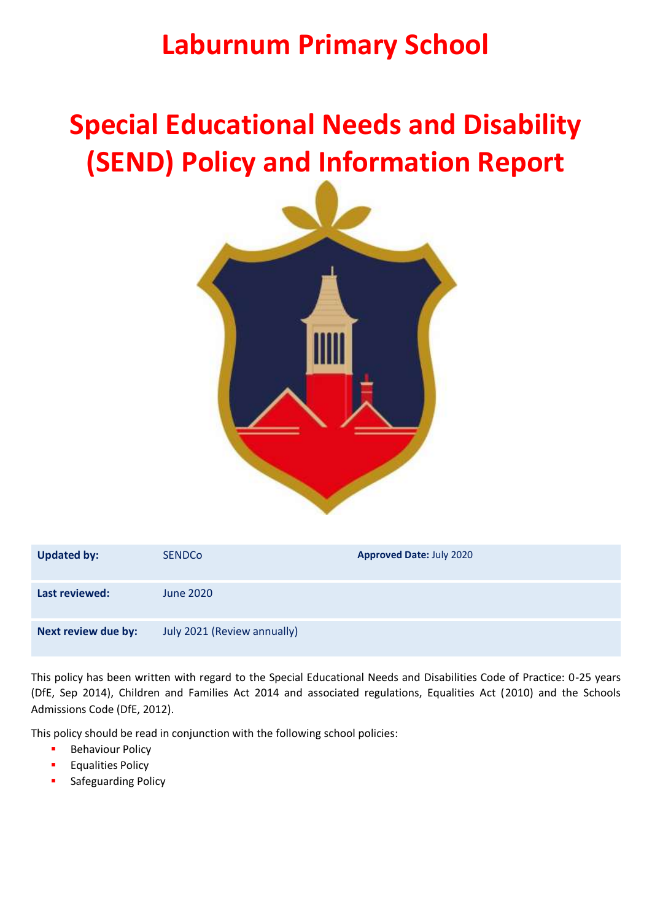# Laburnum Primary School

# Special Educational Needs and Disability (SEND) Policy and Information Report

| **Updated by:** | SENDCo | **Approved Date:** July 2020 |
|---|---|---|
| **Last reviewed:** | June 2020 | |
| **Next review due by:** | July 2021 (Review annually) | |

This policy has been written with regard to the Special Educational Needs and Disabilities Code of Practice: 0-25 years (DfE, Sep 2014), Children and Families Act 2014 and associated regulations, Equalities Act (2010) and the Schools Admissions Code (DfE, 2012).

This policy should be read in conjunction with the following school policies:

- Behaviour Policy
- Equalities Policy
- Safeguarding Policy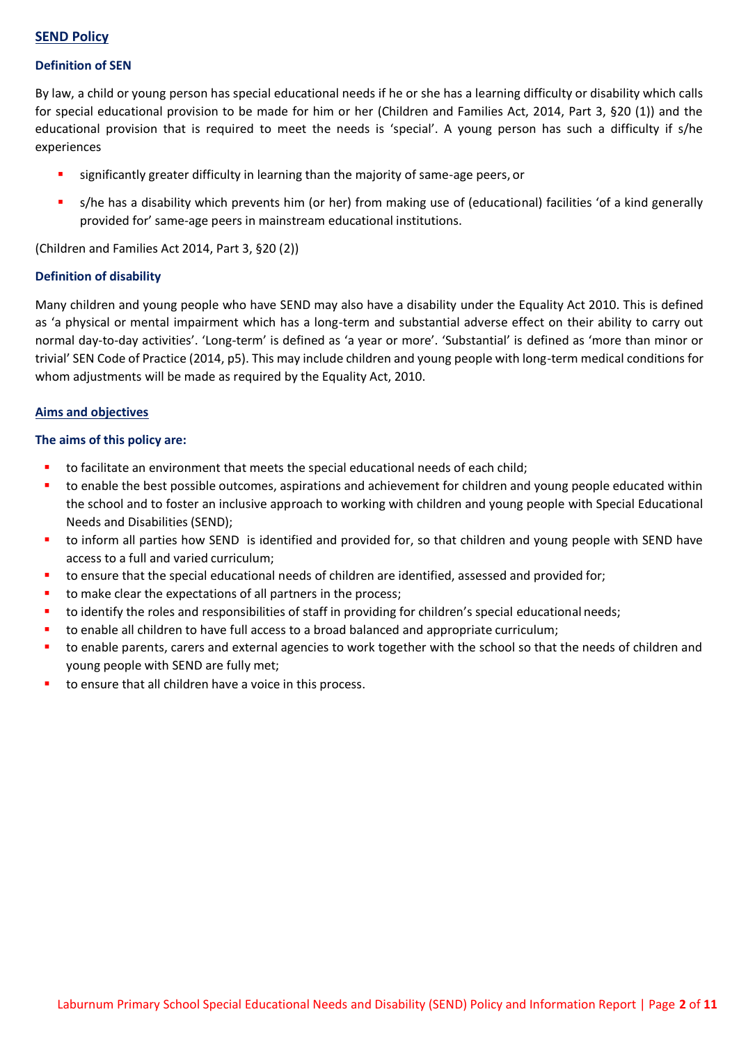## SEND Policy

### Definition of SEN

By law, a child or young person has special educational needs if he or she has a learning difficulty or disability which calls for special educational provision to be made for him or her (Children and Families Act, 2014, Part 3, §20 (1)) and the educational provision that is required to meet the needs is 'special'. A young person has such a difficulty if s/he experiences

- significantly greater difficulty in learning than the majority of same-age peers, or
- s/he has a disability which prevents him (or her) from making use of (educational) facilities 'of a kind generally provided for' same-age peers in mainstream educational institutions.

(Children and Families Act 2014, Part 3, §20 (2))

### Definition of disability

Many children and young people who have SEND may also have a disability under the Equality Act 2010. This is defined as 'a physical or mental impairment which has a long-term and substantial adverse effect on their ability to carry out normal day-to-day activities'. 'Long-term' is defined as 'a year or more'. 'Substantial' is defined as 'more than minor or trivial' SEN Code of Practice (2014, p5). This may include children and young people with long-term medical conditions for whom adjustments will be made as required by the Equality Act, 2010.

## Aims and objectives

### The aims of this policy are:

- to facilitate an environment that meets the special educational needs of each child;
- to enable the best possible outcomes, aspirations and achievement for children and young people educated within the school and to foster an inclusive approach to working with children and young people with Special Educational Needs and Disabilities (SEND);
- to inform all parties how SEND is identified and provided for, so that children and young people with SEND have access to a full and varied curriculum;
- to ensure that the special educational needs of children are identified, assessed and provided for;
- to make clear the expectations of all partners in the process;
- to identify the roles and responsibilities of staff in providing for children's special educational needs;
- to enable all children to have full access to a broad balanced and appropriate curriculum;
- to enable parents, carers and external agencies to work together with the school so that the needs of children and young people with SEND are fully met;
- to ensure that all children have a voice in this process.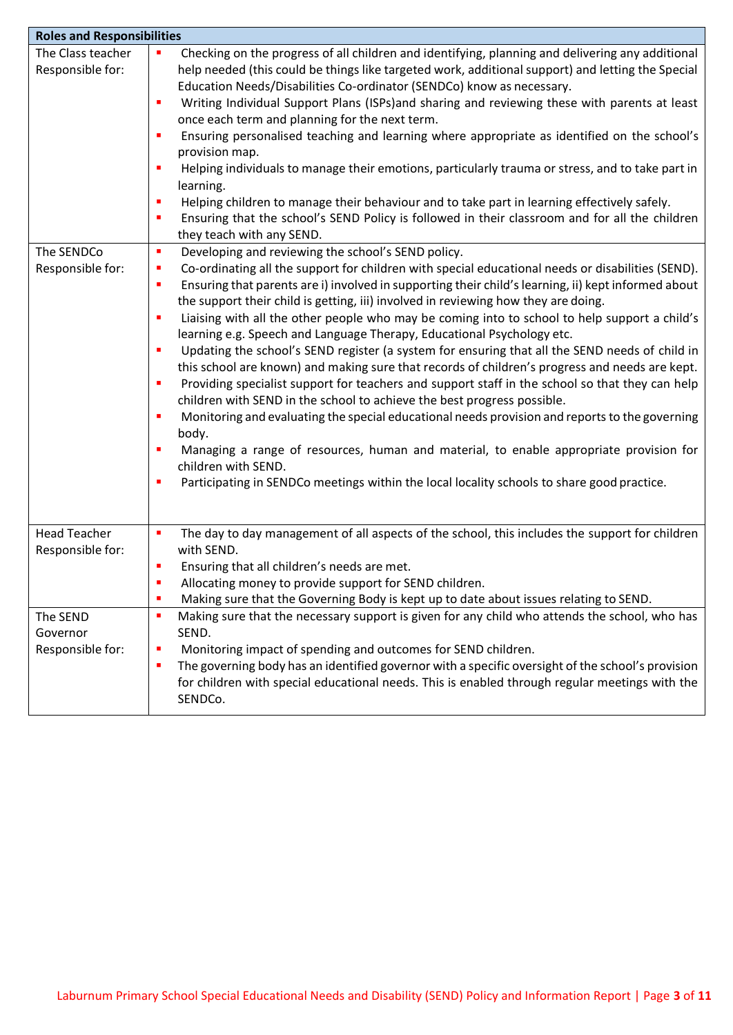| Roles and Responsibilities | |
|---|---|
| The Class teacher Responsible for: | ▪ Checking on the progress of all children and identifying, planning and delivering any additional help needed (this could be things like targeted work, additional support) and letting the Special Education Needs/Disabilities Co-ordinator (SENDCo) know as necessary.<br>▪ Writing Individual Support Plans (ISPs)and sharing and reviewing these with parents at least once each term and planning for the next term.<br>▪ Ensuring personalised teaching and learning where appropriate as identified on the school's provision map.<br>▪ Helping individuals to manage their emotions, particularly trauma or stress, and to take part in learning.<br>▪ Helping children to manage their behaviour and to take part in learning effectively safely.<br>▪ Ensuring that the school's SEND Policy is followed in their classroom and for all the children they teach with any SEND. |
| The SENDCo Responsible for: | ▪ Developing and reviewing the school's SEND policy.<br>▪ Co-ordinating all the support for children with special educational needs or disabilities (SEND).<br>▪ Ensuring that parents are i) involved in supporting their child's learning, ii) kept informed about the support their child is getting, iii) involved in reviewing how they are doing.<br>▪ Liaising with all the other people who may be coming into to school to help support a child's learning e.g. Speech and Language Therapy, Educational Psychology etc.<br>▪ Updating the school's SEND register (a system for ensuring that all the SEND needs of child in this school are known) and making sure that records of children's progress and needs are kept.<br>▪ Providing specialist support for teachers and support staff in the school so that they can help children with SEND in the school to achieve the best progress possible.<br>▪ Monitoring and evaluating the special educational needs provision and reports to the governing body.<br>▪ Managing a range of resources, human and material, to enable appropriate provision for children with SEND.<br>▪ Participating in SENDCo meetings within the local locality schools to share good practice. |
| Head Teacher Responsible for: | ▪ The day to day management of all aspects of the school, this includes the support for children with SEND.<br>▪ Ensuring that all children's needs are met.<br>▪ Allocating money to provide support for SEND children.<br>▪ Making sure that the Governing Body is kept up to date about issues relating to SEND. |
| The SEND Governor Responsible for: | ▪ Making sure that the necessary support is given for any child who attends the school, who has SEND.<br>▪ Monitoring impact of spending and outcomes for SEND children.<br>▪ The governing body has an identified governor with a specific oversight of the school's provision for children with special educational needs. This is enabled through regular meetings with the SENDCo. |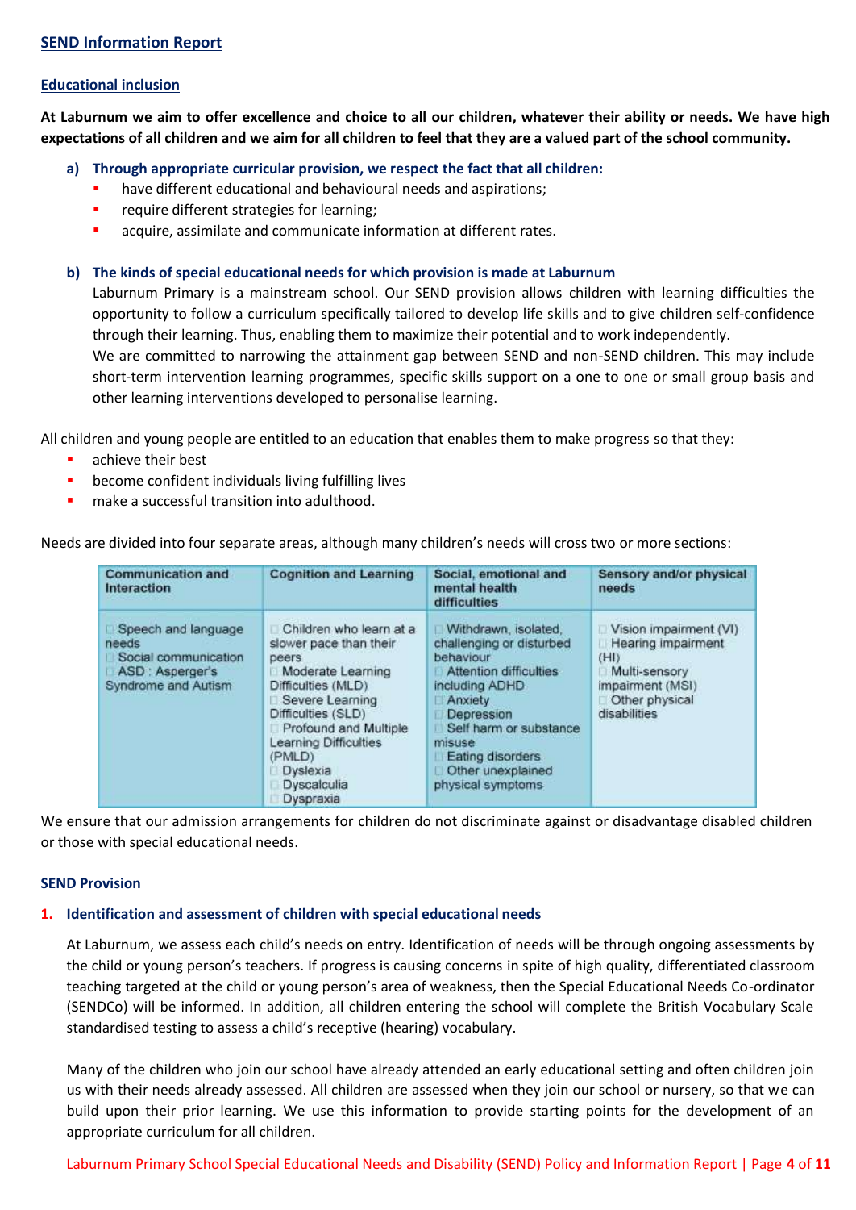## SEND Information Report

### Educational inclusion

**At Laburnum we aim to offer excellence and choice to all our children, whatever their ability or needs. We have high expectations of all children and we aim for all children to feel that they are a valued part of the school community.**

**a) Through appropriate curricular provision, we respect the fact that all children:**

- have different educational and behavioural needs and aspirations;
- require different strategies for learning;
- acquire, assimilate and communicate information at different rates.

**b) The kinds of special educational needs for which provision is made at Laburnum**

Laburnum Primary is a mainstream school. Our SEND provision allows children with learning difficulties the opportunity to follow a curriculum specifically tailored to develop life skills and to give children self-confidence through their learning. Thus, enabling them to maximize their potential and to work independently.

We are committed to narrowing the attainment gap between SEND and non-SEND children. This may include short-term intervention learning programmes, specific skills support on a one to one or small group basis and other learning interventions developed to personalise learning.

All children and young people are entitled to an education that enables them to make progress so that they:

- achieve their best
- become confident individuals living fulfilling lives
- make a successful transition into adulthood.

Needs are divided into four separate areas, although many children's needs will cross two or more sections:

| Communication and Interaction | Cognition and Learning | Social, emotional and mental health difficulties | Sensory and/or physical needs |
|---|---|---|---|
| Speech and language needs<br>Social communication<br>ASD : Asperger's Syndrome and Autism | Children who learn at a slower pace than their peers<br>Moderate Learning Difficulties (MLD)<br>Severe Learning Difficulties (SLD)<br>Profound and Multiple Learning Difficulties (PMLD)<br>Dyslexia<br>Dyscalculia<br>Dyspraxia | Withdrawn, isolated, challenging or disturbed behaviour<br>Attention difficulties including ADHD<br>Anxiety<br>Depression<br>Self harm or substance misuse<br>Eating disorders<br>Other unexplained physical symptoms | Vision impairment (VI)<br>Hearing impairment (HI)<br>Multi-sensory impairment (MSI)<br>Other physical disabilities |

We ensure that our admission arrangements for children do not discriminate against or disadvantage disabled children or those with special educational needs.

### SEND Provision

**1. Identification and assessment of children with special educational needs**

At Laburnum, we assess each child's needs on entry. Identification of needs will be through ongoing assessments by the child or young person's teachers. If progress is causing concerns in spite of high quality, differentiated classroom teaching targeted at the child or young person's area of weakness, then the Special Educational Needs Co-ordinator (SENDCo) will be informed. In addition, all children entering the school will complete the British Vocabulary Scale standardised testing to assess a child's receptive (hearing) vocabulary.

Many of the children who join our school have already attended an early educational setting and often children join us with their needs already assessed. All children are assessed when they join our school or nursery, so that we can build upon their prior learning. We use this information to provide starting points for the development of an appropriate curriculum for all children.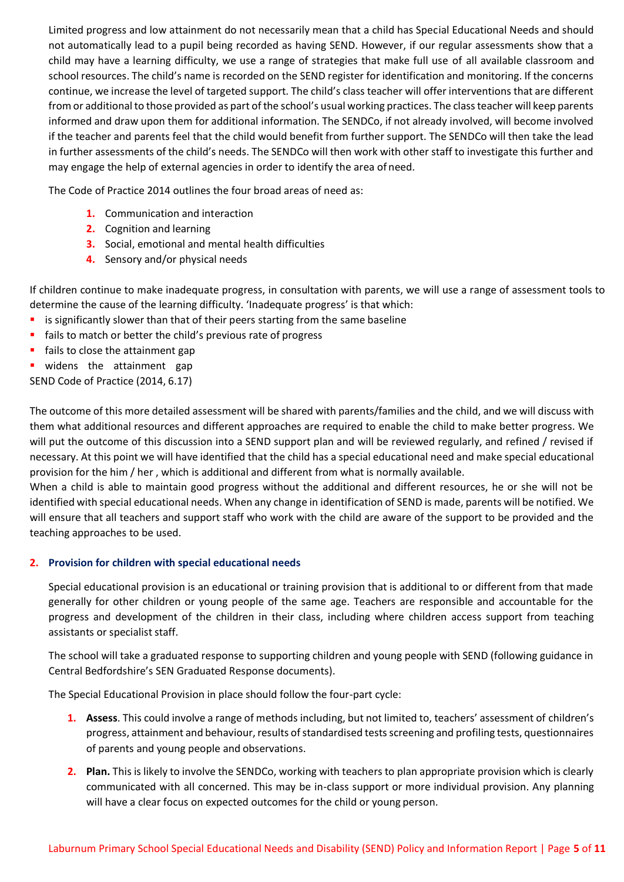Limited progress and low attainment do not necessarily mean that a child has Special Educational Needs and should not automatically lead to a pupil being recorded as having SEND. However, if our regular assessments show that a child may have a learning difficulty, we use a range of strategies that make full use of all available classroom and school resources. The child's name is recorded on the SEND register for identification and monitoring. If the concerns continue, we increase the level of targeted support. The child's class teacher will offer interventions that are different from or additional to those provided as part of the school's usual working practices. The class teacher will keep parents informed and draw upon them for additional information. The SENDCo, if not already involved, will become involved if the teacher and parents feel that the child would benefit from further support. The SENDCo will then take the lead in further assessments of the child's needs. The SENDCo will then work with other staff to investigate this further and may engage the help of external agencies in order to identify the area of need.

The Code of Practice 2014 outlines the four broad areas of need as:

1. Communication and interaction
2. Cognition and learning
3. Social, emotional and mental health difficulties
4. Sensory and/or physical needs

If children continue to make inadequate progress, in consultation with parents, we will use a range of assessment tools to determine the cause of the learning difficulty. 'Inadequate progress' is that which:

- is significantly slower than that of their peers starting from the same baseline
- fails to match or better the child's previous rate of progress
- fails to close the attainment gap
- widens the attainment gap

SEND Code of Practice (2014, 6.17)

The outcome of this more detailed assessment will be shared with parents/families and the child, and we will discuss with them what additional resources and different approaches are required to enable the child to make better progress. We will put the outcome of this discussion into a SEND support plan and will be reviewed regularly, and refined / revised if necessary. At this point we will have identified that the child has a special educational need and make special educational provision for the him / her , which is additional and different from what is normally available.

When a child is able to maintain good progress without the additional and different resources, he or she will not be identified with special educational needs. When any change in identification of SEND is made, parents will be notified. We will ensure that all teachers and support staff who work with the child are aware of the support to be provided and the teaching approaches to be used.

## 2. Provision for children with special educational needs

Special educational provision is an educational or training provision that is additional to or different from that made generally for other children or young people of the same age. Teachers are responsible and accountable for the progress and development of the children in their class, including where children access support from teaching assistants or specialist staff.

The school will take a graduated response to supporting children and young people with SEND (following guidance in Central Bedfordshire's SEN Graduated Response documents).

The Special Educational Provision in place should follow the four-part cycle:

1. **Assess**. This could involve a range of methods including, but not limited to, teachers' assessment of children's progress, attainment and behaviour, results of standardised tests screening and profiling tests, questionnaires of parents and young people and observations.
2. **Plan.** This is likely to involve the SENDCo, working with teachers to plan appropriate provision which is clearly communicated with all concerned. This may be in-class support or more individual provision. Any planning will have a clear focus on expected outcomes for the child or young person.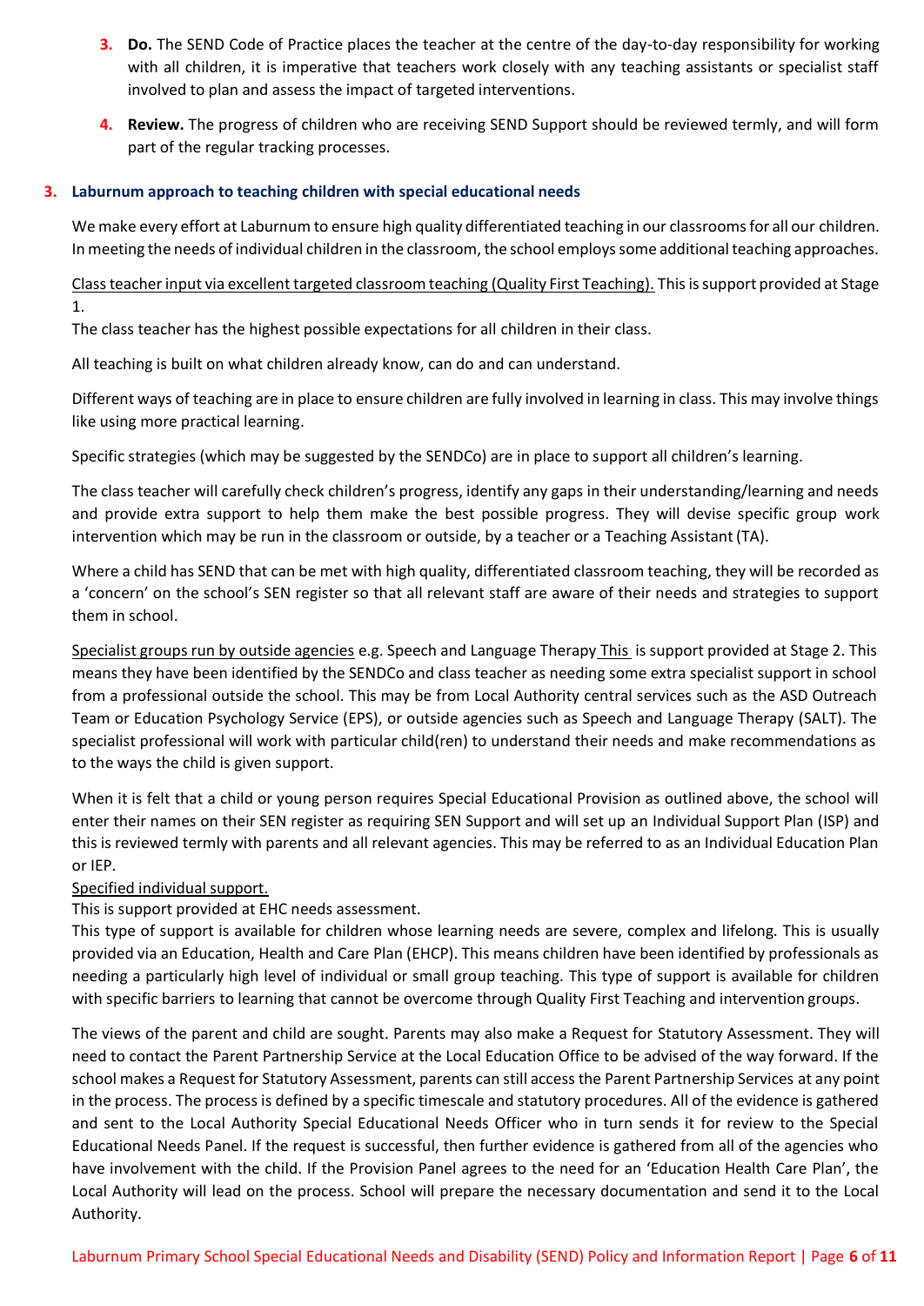3. **Do.** The SEND Code of Practice places the teacher at the centre of the day-to-day responsibility for working with all children, it is imperative that teachers work closely with any teaching assistants or specialist staff involved to plan and assess the impact of targeted interventions.

4. **Review.** The progress of children who are receiving SEND Support should be reviewed termly, and will form part of the regular tracking processes.

## 3. Laburnum approach to teaching children with special educational needs

We make every effort at Laburnum to ensure high quality differentiated teaching in our classrooms for all our children. In meeting the needs of individual children in the classroom, the school employs some additional teaching approaches.

Class teacher input via excellent targeted classroom teaching (Quality First Teaching). This is support provided at Stage 1.

The class teacher has the highest possible expectations for all children in their class.

All teaching is built on what children already know, can do and can understand.

Different ways of teaching are in place to ensure children are fully involved in learning in class. This may involve things like using more practical learning.

Specific strategies (which may be suggested by the SENDCo) are in place to support all children's learning.

The class teacher will carefully check children's progress, identify any gaps in their understanding/learning and needs and provide extra support to help them make the best possible progress. They will devise specific group work intervention which may be run in the classroom or outside, by a teacher or a Teaching Assistant (TA).

Where a child has SEND that can be met with high quality, differentiated classroom teaching, they will be recorded as a 'concern' on the school's SEN register so that all relevant staff are aware of their needs and strategies to support them in school.

Specialist groups run by outside agencies e.g. Speech and Language Therapy This is support provided at Stage 2. This means they have been identified by the SENDCo and class teacher as needing some extra specialist support in school from a professional outside the school. This may be from Local Authority central services such as the ASD Outreach Team or Education Psychology Service (EPS), or outside agencies such as Speech and Language Therapy (SALT). The specialist professional will work with particular child(ren) to understand their needs and make recommendations as to the ways the child is given support.

When it is felt that a child or young person requires Special Educational Provision as outlined above, the school will enter their names on their SEN register as requiring SEN Support and will set up an Individual Support Plan (ISP) and this is reviewed termly with parents and all relevant agencies. This may be referred to as an Individual Education Plan or IEP.

Specified individual support.

This is support provided at EHC needs assessment.

This type of support is available for children whose learning needs are severe, complex and lifelong. This is usually provided via an Education, Health and Care Plan (EHCP). This means children have been identified by professionals as needing a particularly high level of individual or small group teaching. This type of support is available for children with specific barriers to learning that cannot be overcome through Quality First Teaching and intervention groups.

The views of the parent and child are sought. Parents may also make a Request for Statutory Assessment. They will need to contact the Parent Partnership Service at the Local Education Office to be advised of the way forward. If the school makes a Request for Statutory Assessment, parents can still access the Parent Partnership Services at any point in the process. The process is defined by a specific timescale and statutory procedures. All of the evidence is gathered and sent to the Local Authority Special Educational Needs Officer who in turn sends it for review to the Special Educational Needs Panel. If the request is successful, then further evidence is gathered from all of the agencies who have involvement with the child. If the Provision Panel agrees to the need for an 'Education Health Care Plan', the Local Authority will lead on the process. School will prepare the necessary documentation and send it to the Local Authority.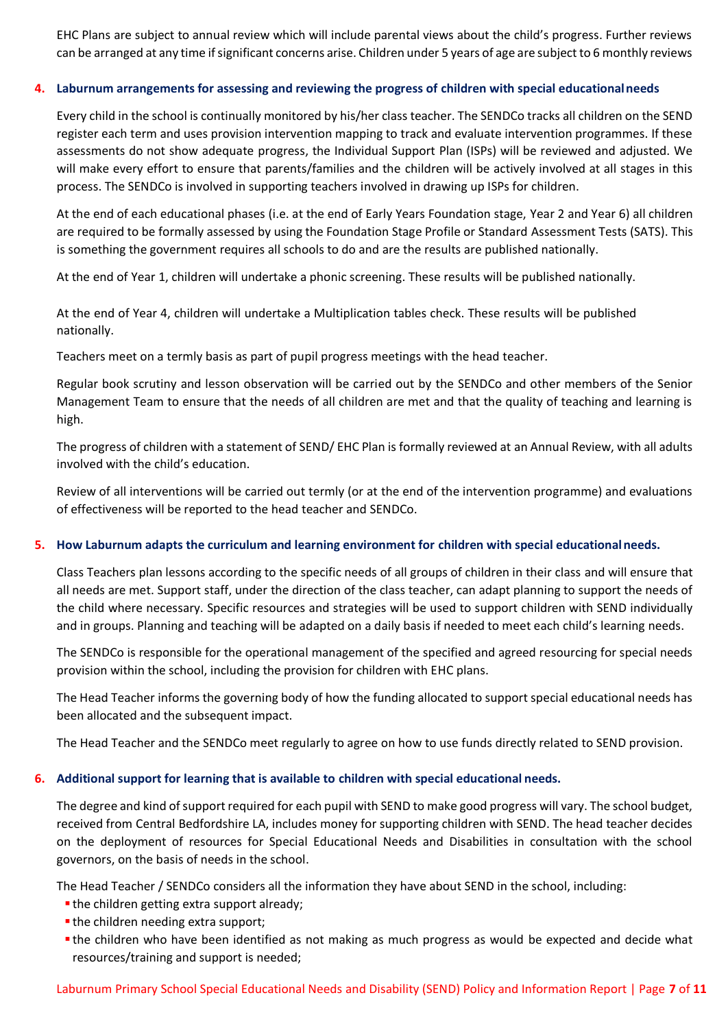EHC Plans are subject to annual review which will include parental views about the child's progress. Further reviews can be arranged at any time if significant concerns arise. Children under 5 years of age are subject to 6 monthly reviews

### 4. Laburnum arrangements for assessing and reviewing the progress of children with special educational needs

Every child in the school is continually monitored by his/her class teacher. The SENDCo tracks all children on the SEND register each term and uses provision intervention mapping to track and evaluate intervention programmes. If these assessments do not show adequate progress, the Individual Support Plan (ISPs) will be reviewed and adjusted. We will make every effort to ensure that parents/families and the children will be actively involved at all stages in this process. The SENDCo is involved in supporting teachers involved in drawing up ISPs for children.

At the end of each educational phases (i.e. at the end of Early Years Foundation stage, Year 2 and Year 6) all children are required to be formally assessed by using the Foundation Stage Profile or Standard Assessment Tests (SATS). This is something the government requires all schools to do and are the results are published nationally.

At the end of Year 1, children will undertake a phonic screening. These results will be published nationally.

At the end of Year 4, children will undertake a Multiplication tables check. These results will be published nationally.

Teachers meet on a termly basis as part of pupil progress meetings with the head teacher.

Regular book scrutiny and lesson observation will be carried out by the SENDCo and other members of the Senior Management Team to ensure that the needs of all children are met and that the quality of teaching and learning is high.

The progress of children with a statement of SEND/ EHC Plan is formally reviewed at an Annual Review, with all adults involved with the child's education.

Review of all interventions will be carried out termly (or at the end of the intervention programme) and evaluations of effectiveness will be reported to the head teacher and SENDCo.

### 5. How Laburnum adapts the curriculum and learning environment for children with special educational needs.

Class Teachers plan lessons according to the specific needs of all groups of children in their class and will ensure that all needs are met. Support staff, under the direction of the class teacher, can adapt planning to support the needs of the child where necessary. Specific resources and strategies will be used to support children with SEND individually and in groups. Planning and teaching will be adapted on a daily basis if needed to meet each child's learning needs.

The SENDCo is responsible for the operational management of the specified and agreed resourcing for special needs provision within the school, including the provision for children with EHC plans.

The Head Teacher informs the governing body of how the funding allocated to support special educational needs has been allocated and the subsequent impact.

The Head Teacher and the SENDCo meet regularly to agree on how to use funds directly related to SEND provision.

### 6. Additional support for learning that is available to children with special educational needs.

The degree and kind of support required for each pupil with SEND to make good progress will vary. The school budget, received from Central Bedfordshire LA, includes money for supporting children with SEND. The head teacher decides on the deployment of resources for Special Educational Needs and Disabilities in consultation with the school governors, on the basis of needs in the school.

The Head Teacher / SENDCo considers all the information they have about SEND in the school, including:

- the children getting extra support already;
- the children needing extra support;
- the children who have been identified as not making as much progress as would be expected and decide what resources/training and support is needed;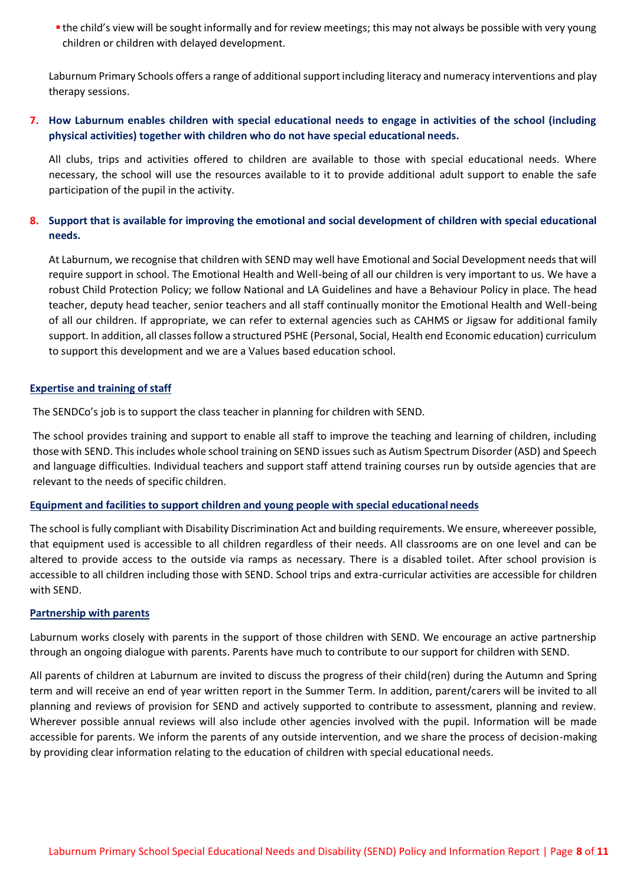- the child's view will be sought informally and for review meetings; this may not always be possible with very young children or children with delayed development.

Laburnum Primary Schools offers a range of additional support including literacy and numeracy interventions and play therapy sessions.

**7. How Laburnum enables children with special educational needs to engage in activities of the school (including physical activities) together with children who do not have special educational needs.**

All clubs, trips and activities offered to children are available to those with special educational needs. Where necessary, the school will use the resources available to it to provide additional adult support to enable the safe participation of the pupil in the activity.

**8. Support that is available for improving the emotional and social development of children with special educational needs.**

At Laburnum, we recognise that children with SEND may well have Emotional and Social Development needs that will require support in school. The Emotional Health and Well-being of all our children is very important to us. We have a robust Child Protection Policy; we follow National and LA Guidelines and have a Behaviour Policy in place. The head teacher, deputy head teacher, senior teachers and all staff continually monitor the Emotional Health and Well-being of all our children. If appropriate, we can refer to external agencies such as CAHMS or Jigsaw for additional family support. In addition, all classes follow a structured PSHE (Personal, Social, Health end Economic education) curriculum to support this development and we are a Values based education school.

## Expertise and training of staff

The SENDCo's job is to support the class teacher in planning for children with SEND.

The school provides training and support to enable all staff to improve the teaching and learning of children, including those with SEND. This includes whole school training on SEND issues such as Autism Spectrum Disorder (ASD) and Speech and language difficulties. Individual teachers and support staff attend training courses run by outside agencies that are relevant to the needs of specific children.

## Equipment and facilities to support children and young people with special educational needs

The school is fully compliant with Disability Discrimination Act and building requirements. We ensure, whereever possible, that equipment used is accessible to all children regardless of their needs. All classrooms are on one level and can be altered to provide access to the outside via ramps as necessary. There is a disabled toilet. After school provision is accessible to all children including those with SEND. School trips and extra-curricular activities are accessible for children with SEND.

## Partnership with parents

Laburnum works closely with parents in the support of those children with SEND. We encourage an active partnership through an ongoing dialogue with parents. Parents have much to contribute to our support for children with SEND.

All parents of children at Laburnum are invited to discuss the progress of their child(ren) during the Autumn and Spring term and will receive an end of year written report in the Summer Term. In addition, parent/carers will be invited to all planning and reviews of provision for SEND and actively supported to contribute to assessment, planning and review. Wherever possible annual reviews will also include other agencies involved with the pupil. Information will be made accessible for parents. We inform the parents of any outside intervention, and we share the process of decision-making by providing clear information relating to the education of children with special educational needs.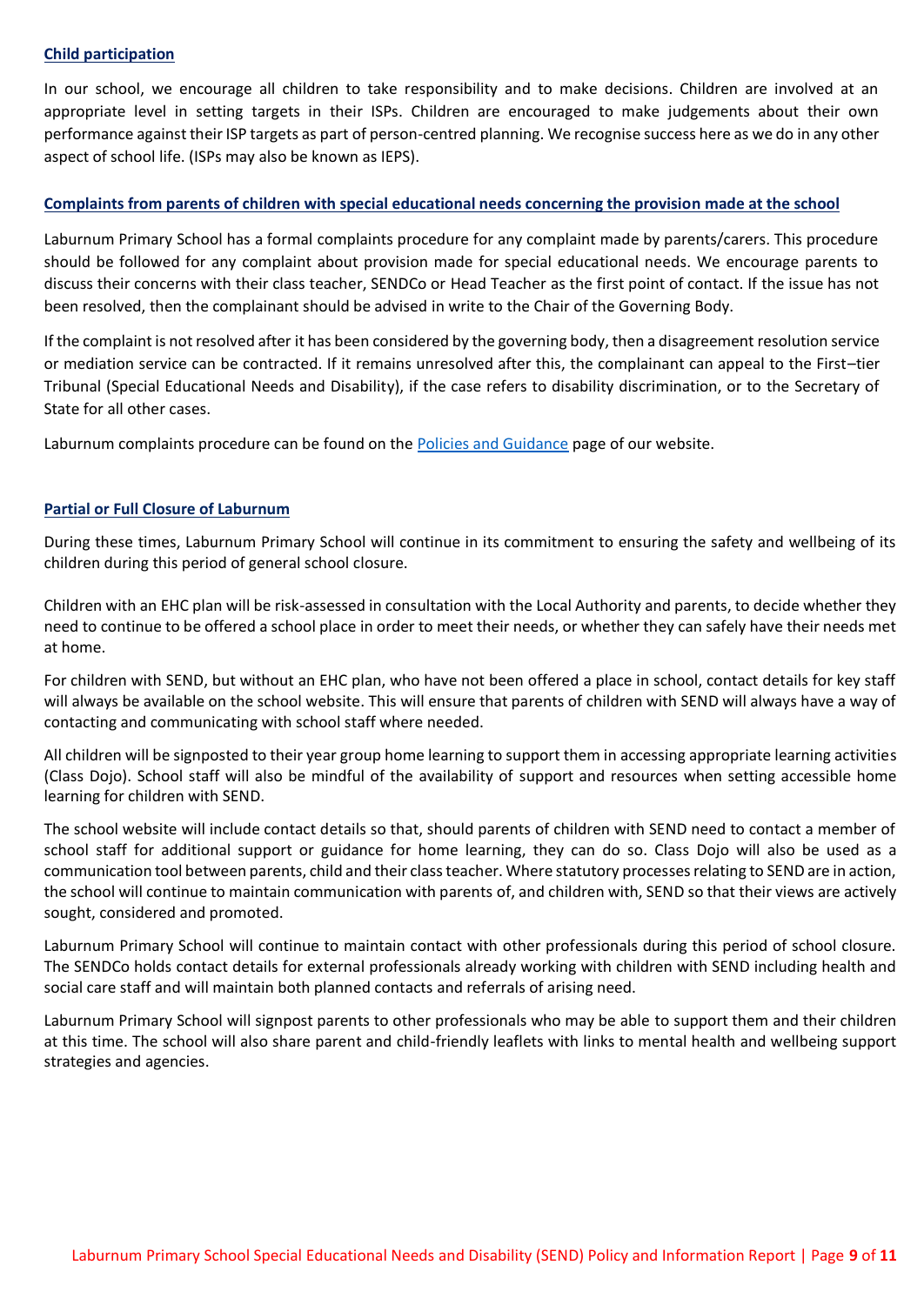## Child participation

In our school, we encourage all children to take responsibility and to make decisions. Children are involved at an appropriate level in setting targets in their ISPs. Children are encouraged to make judgements about their own performance against their ISP targets as part of person-centred planning. We recognise success here as we do in any other aspect of school life. (ISPs may also be known as IEPS).

## Complaints from parents of children with special educational needs concerning the provision made at the school

Laburnum Primary School has a formal complaints procedure for any complaint made by parents/carers. This procedure should be followed for any complaint about provision made for special educational needs. We encourage parents to discuss their concerns with their class teacher, SENDCo or Head Teacher as the first point of contact. If the issue has not been resolved, then the complainant should be advised in write to the Chair of the Governing Body.

If the complaint is not resolved after it has been considered by the governing body, then a disagreement resolution service or mediation service can be contracted. If it remains unresolved after this, the complainant can appeal to the First–tier Tribunal (Special Educational Needs and Disability), if the case refers to disability discrimination, or to the Secretary of State for all other cases.

Laburnum complaints procedure can be found on the Policies and Guidance page of our website.

## Partial or Full Closure of Laburnum

During these times, Laburnum Primary School will continue in its commitment to ensuring the safety and wellbeing of its children during this period of general school closure.

Children with an EHC plan will be risk-assessed in consultation with the Local Authority and parents, to decide whether they need to continue to be offered a school place in order to meet their needs, or whether they can safely have their needs met at home.

For children with SEND, but without an EHC plan, who have not been offered a place in school, contact details for key staff will always be available on the school website. This will ensure that parents of children with SEND will always have a way of contacting and communicating with school staff where needed.

All children will be signposted to their year group home learning to support them in accessing appropriate learning activities (Class Dojo). School staff will also be mindful of the availability of support and resources when setting accessible home learning for children with SEND.

The school website will include contact details so that, should parents of children with SEND need to contact a member of school staff for additional support or guidance for home learning, they can do so. Class Dojo will also be used as a communication tool between parents, child and their class teacher. Where statutory processes relating to SEND are in action, the school will continue to maintain communication with parents of, and children with, SEND so that their views are actively sought, considered and promoted.

Laburnum Primary School will continue to maintain contact with other professionals during this period of school closure. The SENDCo holds contact details for external professionals already working with children with SEND including health and social care staff and will maintain both planned contacts and referrals of arising need.

Laburnum Primary School will signpost parents to other professionals who may be able to support them and their children at this time. The school will also share parent and child-friendly leaflets with links to mental health and wellbeing support strategies and agencies.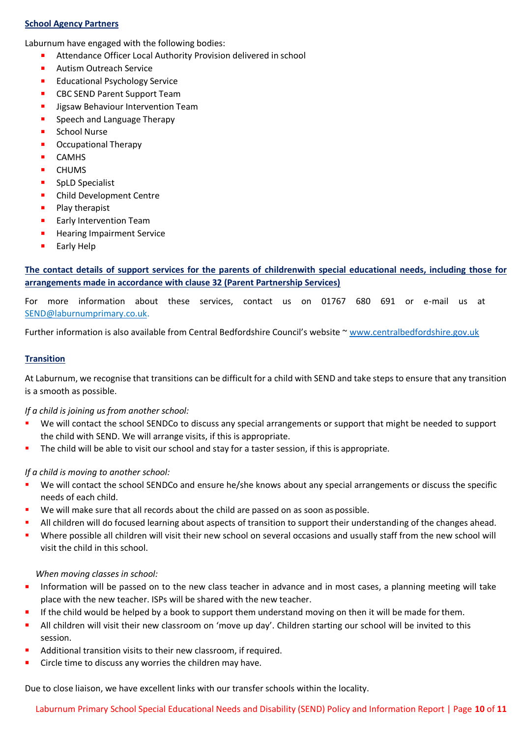**School Agency Partners**

Laburnum have engaged with the following bodies:

- Attendance Officer Local Authority Provision delivered in school
- Autism Outreach Service
- Educational Psychology Service
- CBC SEND Parent Support Team
- Jigsaw Behaviour Intervention Team
- Speech and Language Therapy
- School Nurse
- Occupational Therapy
- CAMHS
- CHUMS
- SpLD Specialist
- Child Development Centre
- Play therapist
- Early Intervention Team
- Hearing Impairment Service
- Early Help

**The contact details of support services for the parents of childrenwith special educational needs, including those for arrangements made in accordance with clause 32 (Parent Partnership Services)**

For more information about these services, contact us on 01767 680 691 or e-mail us at SEND@laburnumprimary.co.uk.

Further information is also available from Central Bedfordshire Council's website ~ www.centralbedfordshire.gov.uk

**Transition**

At Laburnum, we recognise that transitions can be difficult for a child with SEND and take steps to ensure that any transition is a smooth as possible.

*If a child is joining us from another school:*

- We will contact the school SENDCo to discuss any special arrangements or support that might be needed to support the child with SEND. We will arrange visits, if this is appropriate.
- The child will be able to visit our school and stay for a taster session, if this is appropriate.

*If a child is moving to another school:*

- We will contact the school SENDCo and ensure he/she knows about any special arrangements or discuss the specific needs of each child.
- We will make sure that all records about the child are passed on as soon as possible.
- All children will do focused learning about aspects of transition to support their understanding of the changes ahead.
- Where possible all children will visit their new school on several occasions and usually staff from the new school will visit the child in this school.

*When moving classes in school:*

- Information will be passed on to the new class teacher in advance and in most cases, a planning meeting will take place with the new teacher. ISPs will be shared with the new teacher.
- If the child would be helped by a book to support them understand moving on then it will be made for them.
- All children will visit their new classroom on 'move up day'. Children starting our school will be invited to this session.
- Additional transition visits to their new classroom, if required.
- Circle time to discuss any worries the children may have.

Due to close liaison, we have excellent links with our transfer schools within the locality.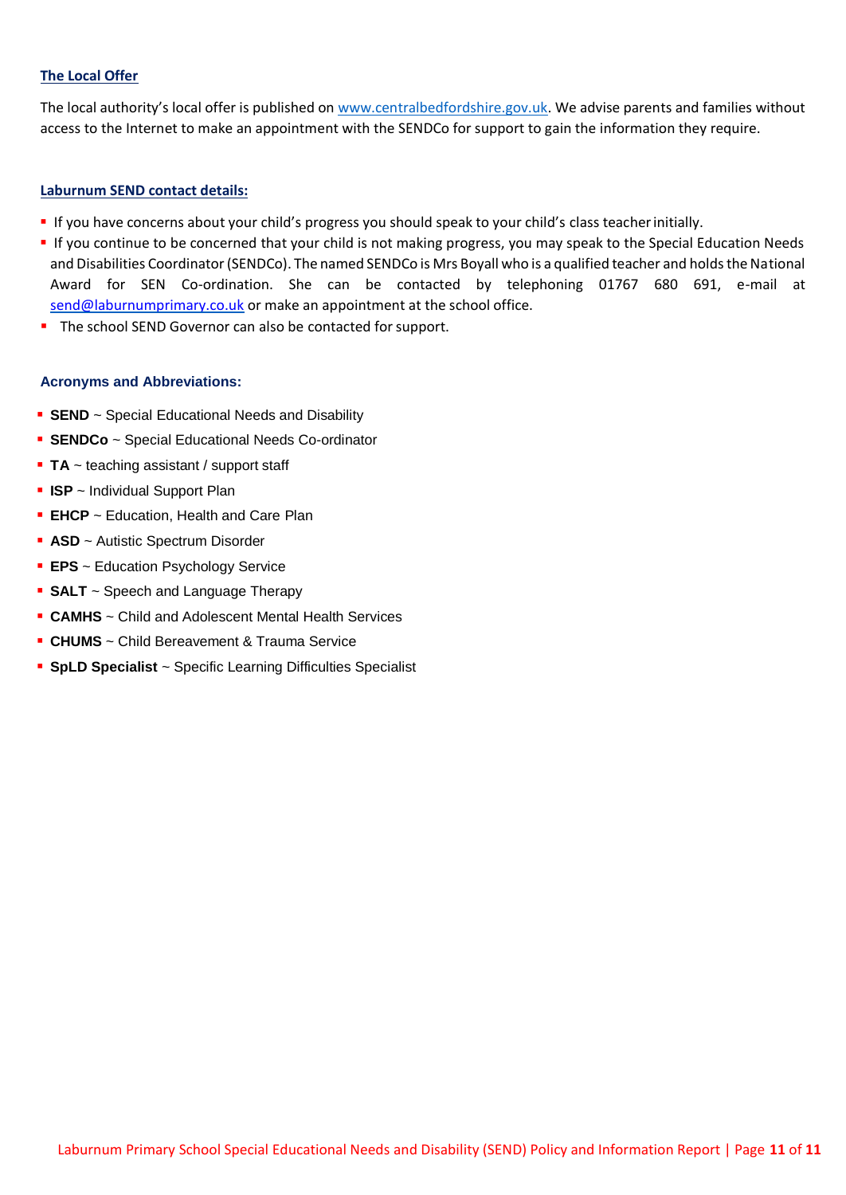## The Local Offer

The local authority's local offer is published on www.centralbedfordshire.gov.uk. We advise parents and families without access to the Internet to make an appointment with the SENDCo for support to gain the information they require.

## Laburnum SEND contact details:

- If you have concerns about your child's progress you should speak to your child's class teacher initially.
- If you continue to be concerned that your child is not making progress, you may speak to the Special Education Needs and Disabilities Coordinator (SENDCo). The named SENDCo is Mrs Boyall who is a qualified teacher and holds the National Award for SEN Co-ordination. She can be contacted by telephoning 01767 680 691, e-mail at send@laburnumprimary.co.uk or make an appointment at the school office.
- The school SEND Governor can also be contacted for support.

## Acronyms and Abbreviations:

- **SEND** ~ Special Educational Needs and Disability
- **SENDCo** ~ Special Educational Needs Co-ordinator
- **TA** ~ teaching assistant / support staff
- **ISP** ~ Individual Support Plan
- **EHCP** ~ Education, Health and Care Plan
- **ASD** ~ Autistic Spectrum Disorder
- **EPS** ~ Education Psychology Service
- **SALT** ~ Speech and Language Therapy
- **CAMHS** ~ Child and Adolescent Mental Health Services
- **CHUMS** ~ Child Bereavement & Trauma Service
- **SpLD Specialist** ~ Specific Learning Difficulties Specialist